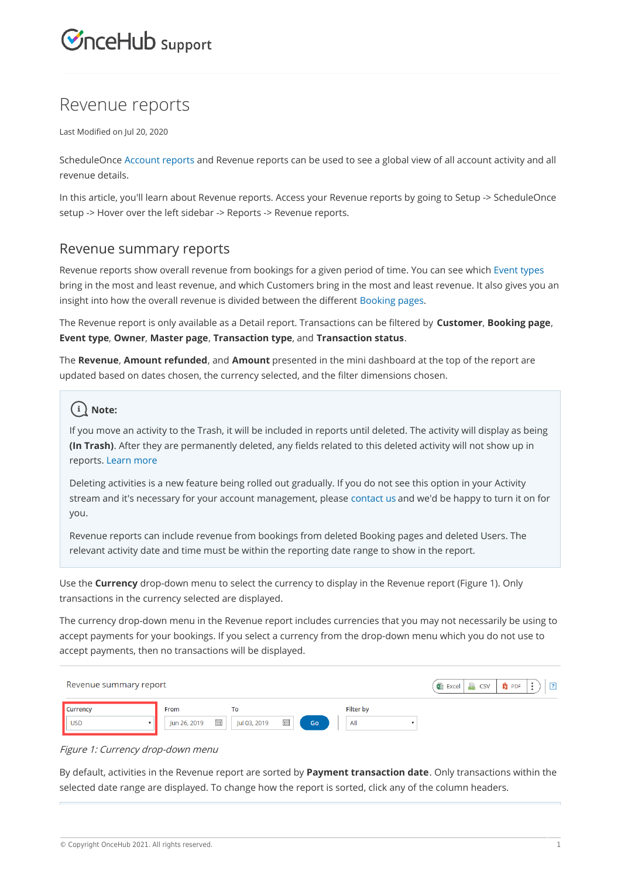# Revenue reports

Last Modified on Jul 20, 2020

ScheduleOnce Account reports and Revenue reports can be used to see a global view of all account activity and all revenue details.

In this article, you'll learn about Revenue reports. Access your Revenue reports by going to Setup -> ScheduleOnce setup -> Hover over the left sidebar -> Reports -> Revenue reports.

## Revenue summary reports

Revenue reports show overall revenue from bookings for a given period of time. You can see which Event types bring in the most and least revenue, and which Customers bring in the most and least revenue. It also gives you an insight into how the overall revenue is divided between the different Booking pages.

The Revenue report is only available as a Detail report. Transactions can be filtered by **Customer**, **Booking page**, **Event type**, **Owner**, **Master page**, **Transaction type**, and **Transaction status**.

The **Revenue**, **Amount refunded**, and **Amount** presented in the mini dashboard at the top of the report are updated based on dates chosen, the currency selected, and the filter dimensions chosen.

> **Note:**
>
> If you move an activity to the Trash, it will be included in reports until deleted. The activity will display as being **(In Trash)**. After they are permanently deleted, any fields related to this deleted activity will not show up in reports. Learn more
>
> Deleting activities is a new feature being rolled out gradually. If you do not see this option in your Activity stream and it's necessary for your account management, please contact us and we'd be happy to turn it on for you.
>
> Revenue reports can include revenue from bookings from deleted Booking pages and deleted Users. The relevant activity date and time must be within the reporting date range to show in the report.

Use the **Currency** drop-down menu to select the currency to display in the Revenue report (Figure 1). Only transactions in the currency selected are displayed.

The currency drop-down menu in the Revenue report includes currencies that you may not necessarily be using to accept payments for your bookings. If you select a currency from the drop-down menu which you do not use to accept payments, then no transactions will be displayed.

*Figure 1: Currency drop-down menu*

By default, activities in the Revenue report are sorted by **Payment transaction date**. Only transactions within the selected date range are displayed. To change how the report is sorted, click any of the column headers.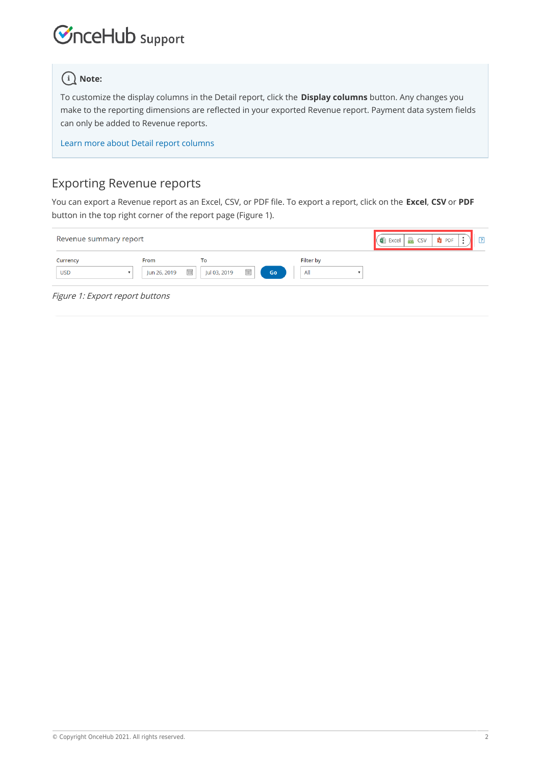**Note:**

To customize the display columns in the Detail report, click the **Display columns** button. Any changes you make to the reporting dimensions are reflected in your exported Revenue report. Payment data system fields can only be added to Revenue reports.

Learn more about Detail report columns

## Exporting Revenue reports

You can export a Revenue report as an Excel, CSV, or PDF file. To export a report, click on the **Excel**, **CSV** or **PDF** button in the top right corner of the report page (Figure 1).

*Figure 1: Export report buttons*